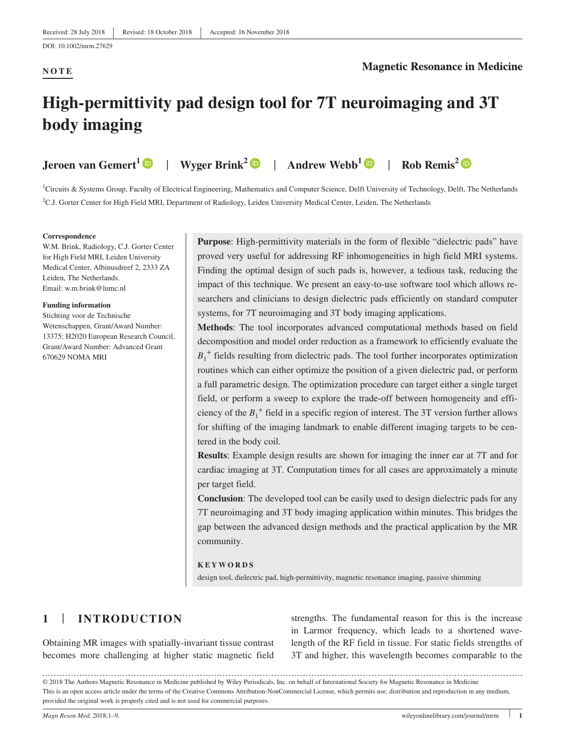Received: 28 July 2018 | Revised: 18 October 2018 | Accepted: 16 November 2018

DOI: 10.1002/mrm.27629

**NOTE**

**Magnetic Resonance in Medicine**

# High-permittivity pad design tool for 7T neuroimaging and 3T body imaging

**Jeroen van Gemert**[1] | **Wyger Brink**[2] | **Andrew Webb**[1] | **Rob Remis**[2]

[1]Circuits & Systems Group, Faculty of Electrical Engineering, Mathematics and Computer Science, Delft University of Technology, Delft, The Netherlands

[2]C.J. Gorter Center for High Field MRI, Department of Radiology, Leiden University Medical Center, Leiden, The Netherlands

**Correspondence**
W.M. Brink, Radiology, C.J. Gorter Center for High Field MRI, Leiden University Medical Center, Albinusdreef 2, 2333 ZA Leiden, The Netherlands.
Email: w.m.brink@lumc.nl

**Funding information**
Stichting voor de Technische Wetenschappen, Grant/Award Number: 13375; H2020 European Research Council, Grant/Award Number: Advanced Grant 670629 NOMA MRI

**Purpose**: High-permittivity materials in the form of flexible "dielectric pads" have proved very useful for addressing RF inhomogeneities in high field MRI systems. Finding the optimal design of such pads is, however, a tedious task, reducing the impact of this technique. We present an easy-to-use software tool which allows researchers and clinicians to design dielectric pads efficiently on standard computer systems, for 7T neuroimaging and 3T body imaging applications.

**Methods**: The tool incorporates advanced computational methods based on field decomposition and model order reduction as a framework to efficiently evaluate the $B_1^+$ fields resulting from dielectric pads. The tool further incorporates optimization routines which can either optimize the position of a given dielectric pad, or perform a full parametric design. The optimization procedure can target either a single target field, or perform a sweep to explore the trade-off between homogeneity and efficiency of the $B_1^+$ field in a specific region of interest. The 3T version further allows for shifting of the imaging landmark to enable different imaging targets to be centered in the body coil.

**Results**: Example design results are shown for imaging the inner ear at 7T and for cardiac imaging at 3T. Computation times for all cases are approximately a minute per target field.

**Conclusion**: The developed tool can be easily used to design dielectric pads for any 7T neuroimaging and 3T body imaging application within minutes. This bridges the gap between the advanced design methods and the practical application by the MR community.

**KEYWORDS**
design tool, dielectric pad, high-permittivity, magnetic resonance imaging, passive shimming

## 1 | INTRODUCTION

Obtaining MR images with spatially-invariant tissue contrast becomes more challenging at higher static magnetic field strengths. The fundamental reason for this is the increase in Larmor frequency, which leads to a shortened wavelength of the RF field in tissue. For static fields strengths of 3T and higher, this wavelength becomes comparable to the

© 2018 The Authors Magnetic Resonance in Medicine published by Wiley Periodicals, Inc. on behalf of International Society for Magnetic Resonance in Medicine
This is an open access article under the terms of the Creative Commons Attribution-NonCommercial License, which permits use, distribution and reproduction in any medium, provided the original work is properly cited and is not used for commercial purposes.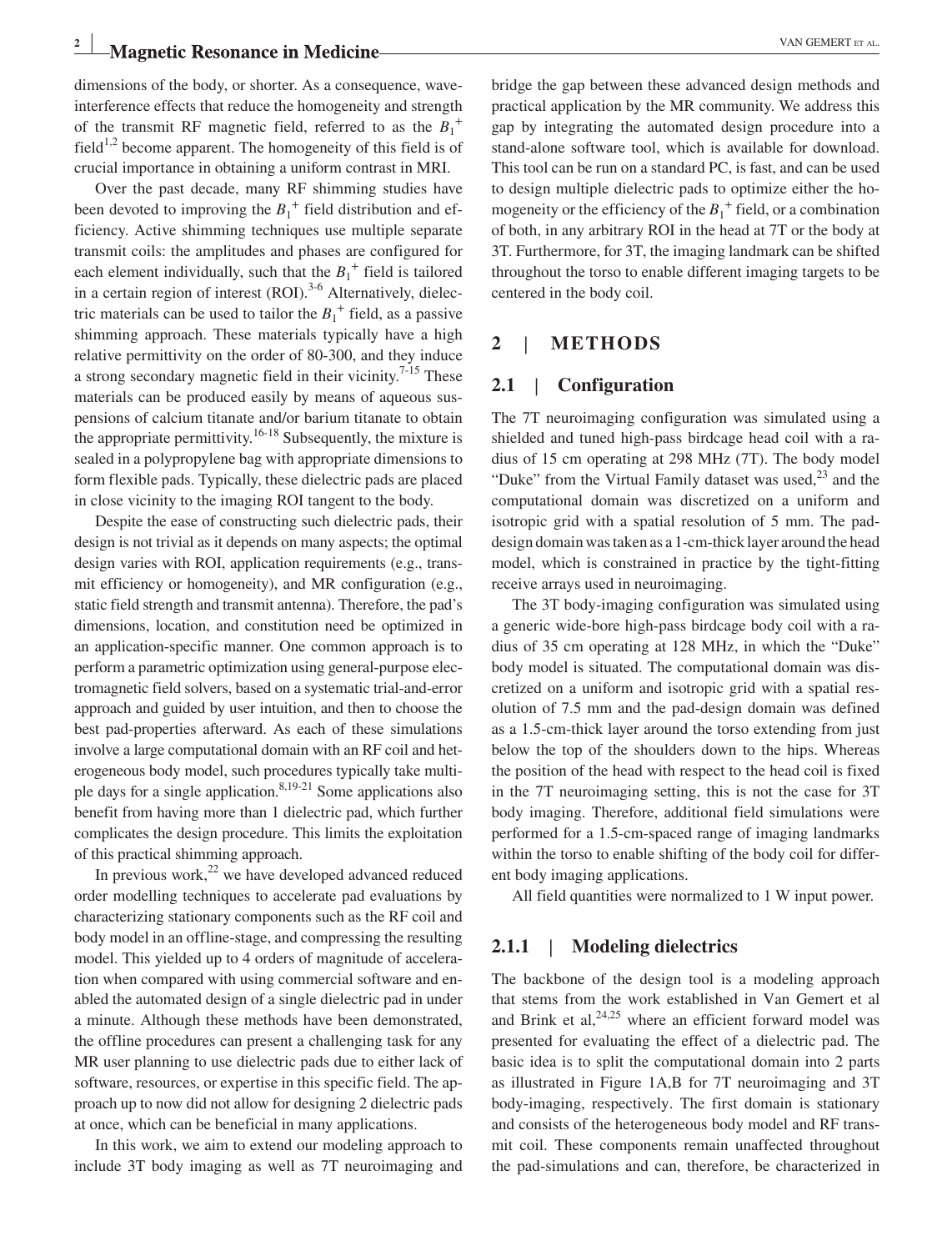dimensions of the body, or shorter. As a consequence, wave-interference effects that reduce the homogeneity and strength of the transmit RF magnetic field, referred to as the $B_1^+$ field[1,2] become apparent. The homogeneity of this field is of crucial importance in obtaining a uniform contrast in MRI.

Over the past decade, many RF shimming studies have been devoted to improving the $B_1^+$ field distribution and efficiency. Active shimming techniques use multiple separate transmit coils: the amplitudes and phases are configured for each element individually, such that the $B_1^+$ field is tailored in a certain region of interest (ROI).[3-6] Alternatively, dielectric materials can be used to tailor the $B_1^+$ field, as a passive shimming approach. These materials typically have a high relative permittivity on the order of 80-300, and they induce a strong secondary magnetic field in their vicinity.[7-15] These materials can be produced easily by means of aqueous suspensions of calcium titanate and/or barium titanate to obtain the appropriate permittivity.[16-18] Subsequently, the mixture is sealed in a polypropylene bag with appropriate dimensions to form flexible pads. Typically, these dielectric pads are placed in close vicinity to the imaging ROI tangent to the body.

Despite the ease of constructing such dielectric pads, their design is not trivial as it depends on many aspects; the optimal design varies with ROI, application requirements (e.g., transmit efficiency or homogeneity), and MR configuration (e.g., static field strength and transmit antenna). Therefore, the pad's dimensions, location, and constitution need be optimized in an application-specific manner. One common approach is to perform a parametric optimization using general-purpose electromagnetic field solvers, based on a systematic trial-and-error approach and guided by user intuition, and then to choose the best pad-properties afterward. As each of these simulations involve a large computational domain with an RF coil and heterogeneous body model, such procedures typically take multiple days for a single application.[8,19-21] Some applications also benefit from having more than 1 dielectric pad, which further complicates the design procedure. This limits the exploitation of this practical shimming approach.

In previous work,[22] we have developed advanced reduced order modelling techniques to accelerate pad evaluations by characterizing stationary components such as the RF coil and body model in an offline-stage, and compressing the resulting model. This yielded up to 4 orders of magnitude of acceleration when compared with using commercial software and enabled the automated design of a single dielectric pad in under a minute. Although these methods have been demonstrated, the offline procedures can present a challenging task for any MR user planning to use dielectric pads due to either lack of software, resources, or expertise in this specific field. The approach up to now did not allow for designing 2 dielectric pads at once, which can be beneficial in many applications.

In this work, we aim to extend our modeling approach to include 3T body imaging as well as 7T neuroimaging and bridge the gap between these advanced design methods and practical application by the MR community. We address this gap by integrating the automated design procedure into a stand-alone software tool, which is available for download. This tool can be run on a standard PC, is fast, and can be used to design multiple dielectric pads to optimize either the homogeneity or the efficiency of the $B_1^+$ field, or a combination of both, in any arbitrary ROI in the head at 7T or the body at 3T. Furthermore, for 3T, the imaging landmark can be shifted throughout the torso to enable different imaging targets to be centered in the body coil.

## 2 | METHODS

### 2.1 | Configuration

The 7T neuroimaging configuration was simulated using a shielded and tuned high-pass birdcage head coil with a radius of 15 cm operating at 298 MHz (7T). The body model "Duke" from the Virtual Family dataset was used,[23] and the computational domain was discretized on a uniform and isotropic grid with a spatial resolution of 5 mm. The pad-design domain was taken as a 1-cm-thick layer around the head model, which is constrained in practice by the tight-fitting receive arrays used in neuroimaging.

The 3T body-imaging configuration was simulated using a generic wide-bore high-pass birdcage body coil with a radius of 35 cm operating at 128 MHz, in which the "Duke" body model is situated. The computational domain was discretized on a uniform and isotropic grid with a spatial resolution of 7.5 mm and the pad-design domain was defined as a 1.5-cm-thick layer around the torso extending from just below the top of the shoulders down to the hips. Whereas the position of the head with respect to the head coil is fixed in the 7T neuroimaging setting, this is not the case for 3T body imaging. Therefore, additional field simulations were performed for a 1.5-cm-spaced range of imaging landmarks within the torso to enable shifting of the body coil for different body imaging applications.

All field quantities were normalized to 1 W input power.

#### 2.1.1 | Modeling dielectrics

The backbone of the design tool is a modeling approach that stems from the work established in Van Gemert et al and Brink et al,[24,25] where an efficient forward model was presented for evaluating the effect of a dielectric pad. The basic idea is to split the computational domain into 2 parts as illustrated in Figure 1A,B for 7T neuroimaging and 3T body-imaging, respectively. The first domain is stationary and consists of the heterogeneous body model and RF transmit coil. These components remain unaffected throughout the pad-simulations and can, therefore, be characterized in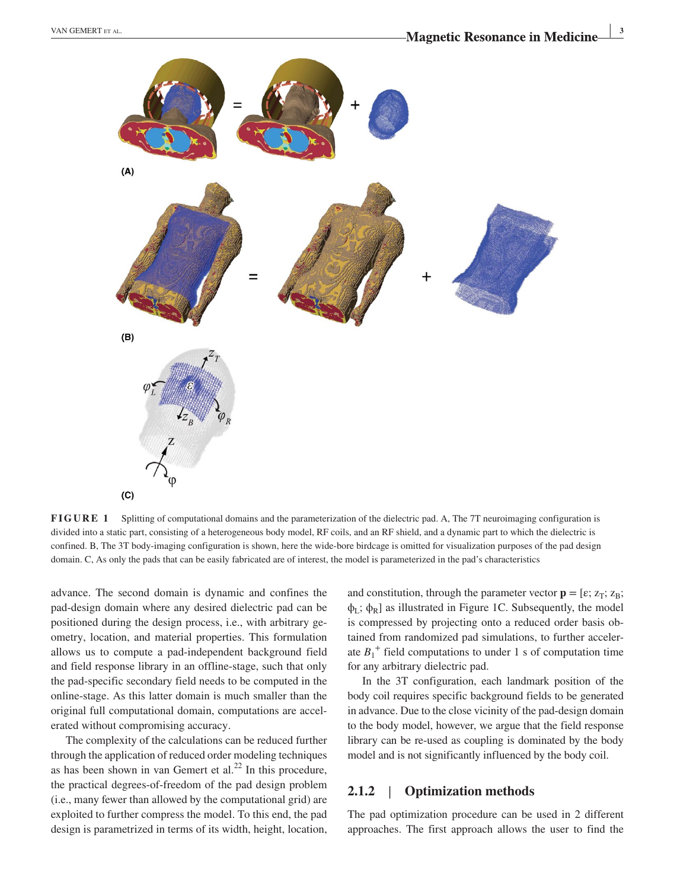**FIGURE 1** Splitting of computational domains and the parameterization of the dielectric pad. A, The 7T neuroimaging configuration is divided into a static part, consisting of a heterogeneous body model, RF coils, and an RF shield, and a dynamic part to which the dielectric is confined. B, The 3T body-imaging configuration is shown, here the wide-bore birdcage is omitted for visualization purposes of the pad design domain. C, As only the pads that can be easily fabricated are of interest, the model is parameterized in the pad's characteristics

advance. The second domain is dynamic and confines the pad-design domain where any desired dielectric pad can be positioned during the design process, i.e., with arbitrary geometry, location, and material properties. This formulation allows us to compute a pad-independent background field and field response library in an offline-stage, such that only the pad-specific secondary field needs to be computed in the online-stage. As this latter domain is much smaller than the original full computational domain, computations are accelerated without compromising accuracy.

The complexity of the calculations can be reduced further through the application of reduced order modeling techniques as has been shown in van Gemert et al.[22] In this procedure, the practical degrees-of-freedom of the pad design problem (i.e., many fewer than allowed by the computational grid) are exploited to further compress the model. To this end, the pad design is parametrized in terms of its width, height, location, and constitution, through the parameter vector $\mathbf{p} = [\varepsilon; z_T; z_B; \phi_L; \phi_R]$ as illustrated in Figure 1C. Subsequently, the model is compressed by projecting onto a reduced order basis obtained from randomized pad simulations, to further accelerate $B_1^+$ field computations to under 1 s of computation time for any arbitrary dielectric pad.

In the 3T configuration, each landmark position of the body coil requires specific background fields to be generated in advance. Due to the close vicinity of the pad-design domain to the body model, however, we argue that the field response library can be re-used as coupling is dominated by the body model and is not significantly influenced by the body coil.

### 2.1.2 | Optimization methods

The pad optimization procedure can be used in 2 different approaches. The first approach allows the user to find the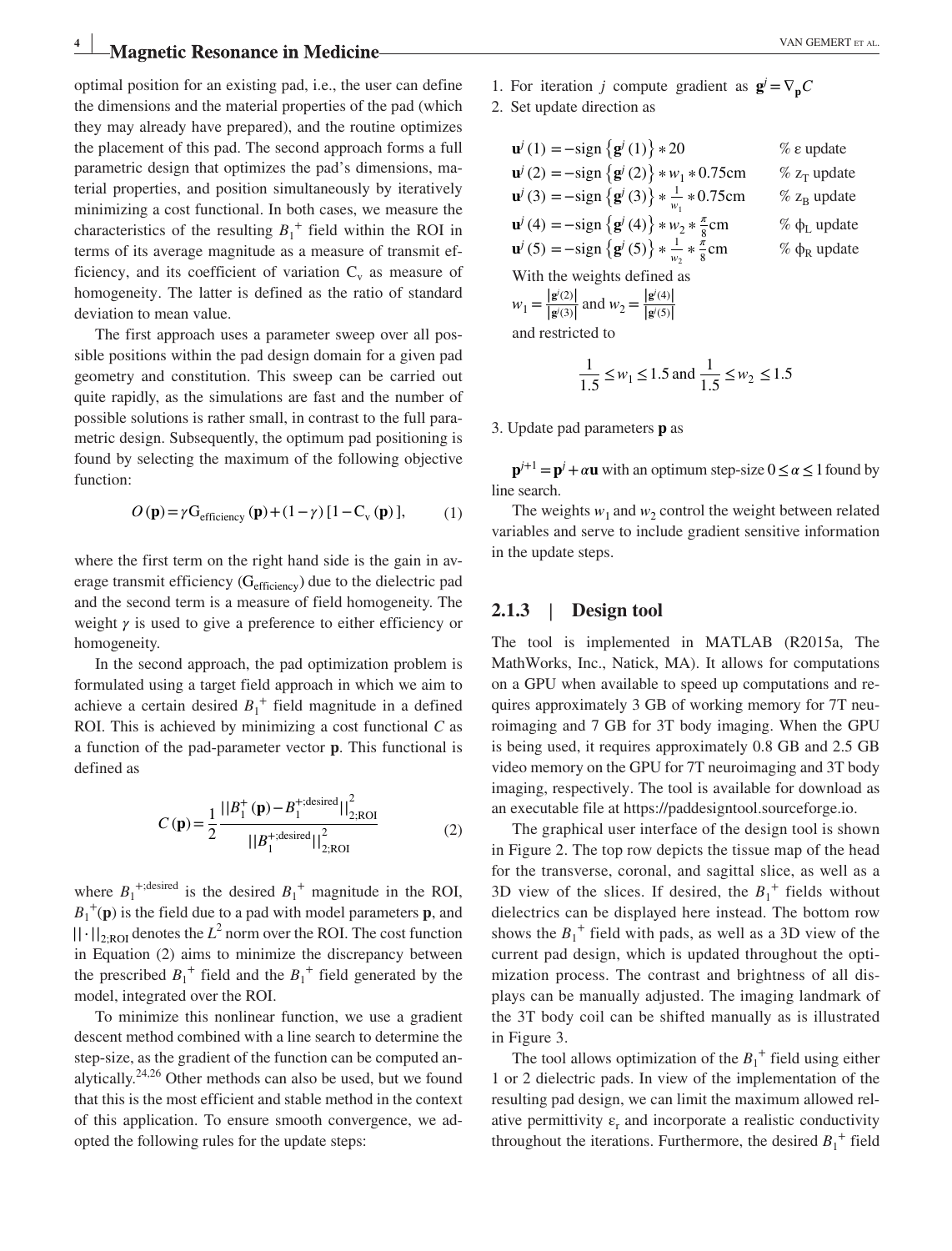optimal position for an existing pad, i.e., the user can define the dimensions and the material properties of the pad (which they may already have prepared), and the routine optimizes the placement of this pad. The second approach forms a full parametric design that optimizes the pad's dimensions, material properties, and position simultaneously by iteratively minimizing a cost functional. In both cases, we measure the characteristics of the resulting $B_1^+$ field within the ROI in terms of its average magnitude as a measure of transmit efficiency, and its coefficient of variation $C_v$ as measure of homogeneity. The latter is defined as the ratio of standard deviation to mean value.

The first approach uses a parameter sweep over all possible positions within the pad design domain for a given pad geometry and constitution. This sweep can be carried out quite rapidly, as the simulations are fast and the number of possible solutions is rather small, in contrast to the full parametric design. Subsequently, the optimum pad positioning is found by selecting the maximum of the following objective function:

$$O(\mathbf{p}) = \gamma G_{\text{efficiency}}(\mathbf{p}) + (1-\gamma)\,[1 - C_v(\mathbf{p})], \tag{1}$$

where the first term on the right hand side is the gain in average transmit efficiency ($G_{\text{efficiency}}$) due to the dielectric pad and the second term is a measure of field homogeneity. The weight $\gamma$ is used to give a preference to either efficiency or homogeneity.

In the second approach, the pad optimization problem is formulated using a target field approach in which we aim to achieve a certain desired $B_1^+$ field magnitude in a defined ROI. This is achieved by minimizing a cost functional $C$ as a function of the pad-parameter vector $\mathbf{p}$. This functional is defined as

$$C(\mathbf{p}) = \frac{1}{2}\frac{\|B_1^+(\mathbf{p}) - B_1^{+;\text{desired}}\|_{2;\text{ROI}}^2}{\|B_1^{+;\text{desired}}\|_{2;\text{ROI}}^2} \tag{2}$$

where $B_1^{+;\text{desired}}$ is the desired $B_1^+$ magnitude in the ROI, $B_1^+(\mathbf{p})$ is the field due to a pad with model parameters $\mathbf{p}$, and $\|\cdot\|_{2;\text{ROI}}$ denotes the $L^2$ norm over the ROI. The cost function in Equation (2) aims to minimize the discrepancy between the prescribed $B_1^+$ field and the $B_1^+$ field generated by the model, integrated over the ROI.

To minimize this nonlinear function, we use a gradient descent method combined with a line search to determine the step-size, as the gradient of the function can be computed analytically.[24,26] Other methods can also be used, but we found that this is the most efficient and stable method in the context of this application. To ensure smooth convergence, we adopted the following rules for the update steps:

1. For iteration $j$ compute gradient as $\mathbf{g}^j = \nabla_{\mathbf{p}} C$
2. Set update direction as

$$\begin{aligned}
\mathbf{u}^j(1) &= -\text{sign}\{\mathbf{g}^j(1)\} * 20 && \%\ \varepsilon \text{ update}\\
\mathbf{u}^j(2) &= -\text{sign}\{\mathbf{g}^j(2)\} * w_1 * 0.75\text{cm} && \%\ z_T \text{ update}\\
\mathbf{u}^j(3) &= -\text{sign}\{\mathbf{g}^j(3)\} * \tfrac{1}{w_1} * 0.75\text{cm} && \%\ z_B \text{ update}\\
\mathbf{u}^j(4) &= -\text{sign}\{\mathbf{g}^j(4)\} * w_2 * \tfrac{\pi}{8}\text{cm} && \%\ \phi_L \text{ update}\\
\mathbf{u}^j(5) &= -\text{sign}\{\mathbf{g}^j(5)\} * \tfrac{1}{w_2} * \tfrac{\pi}{8}\text{cm} && \%\ \phi_R \text{ update}
\end{aligned}$$

With the weights defined as
$w_1 = \frac{|\mathbf{g}^j(2)|}{|\mathbf{g}^j(3)|}$ and $w_2 = \frac{|\mathbf{g}^j(4)|}{|\mathbf{g}^j(5)|}$
and restricted to

$$\frac{1}{1.5} \le w_1 \le 1.5 \text{ and } \frac{1}{1.5} \le w_2 \le 1.5$$

3. Update pad parameters $\mathbf{p}$ as

$\mathbf{p}^{j+1} = \mathbf{p}^j + \alpha \mathbf{u}$ with an optimum step-size $0 \le \alpha \le 1$ found by line search.

The weights $w_1$ and $w_2$ control the weight between related variables and serve to include gradient sensitive information in the update steps.

### 2.1.3 | Design tool

The tool is implemented in MATLAB (R2015a, The MathWorks, Inc., Natick, MA). It allows for computations on a GPU when available to speed up computations and requires approximately 3 GB of working memory for 7T neuroimaging and 7 GB for 3T body imaging. When the GPU is being used, it requires approximately 0.8 GB and 2.5 GB video memory on the GPU for 7T neuroimaging and 3T body imaging, respectively. The tool is available for download as an executable file at https://paddesigntool.sourceforge.io.

The graphical user interface of the design tool is shown in Figure 2. The top row depicts the tissue map of the head for the transverse, coronal, and sagittal slice, as well as a 3D view of the slices. If desired, the $B_1^+$ fields without dielectrics can be displayed here instead. The bottom row shows the $B_1^+$ field with pads, as well as a 3D view of the current pad design, which is updated throughout the optimization process. The contrast and brightness of all displays can be manually adjusted. The imaging landmark of the 3T body coil can be shifted manually as is illustrated in Figure 3.

The tool allows optimization of the $B_1^+$ field using either 1 or 2 dielectric pads. In view of the implementation of the resulting pad design, we can limit the maximum allowed relative permittivity $\varepsilon_r$ and incorporate a realistic conductivity throughout the iterations. Furthermore, the desired $B_1^+$ field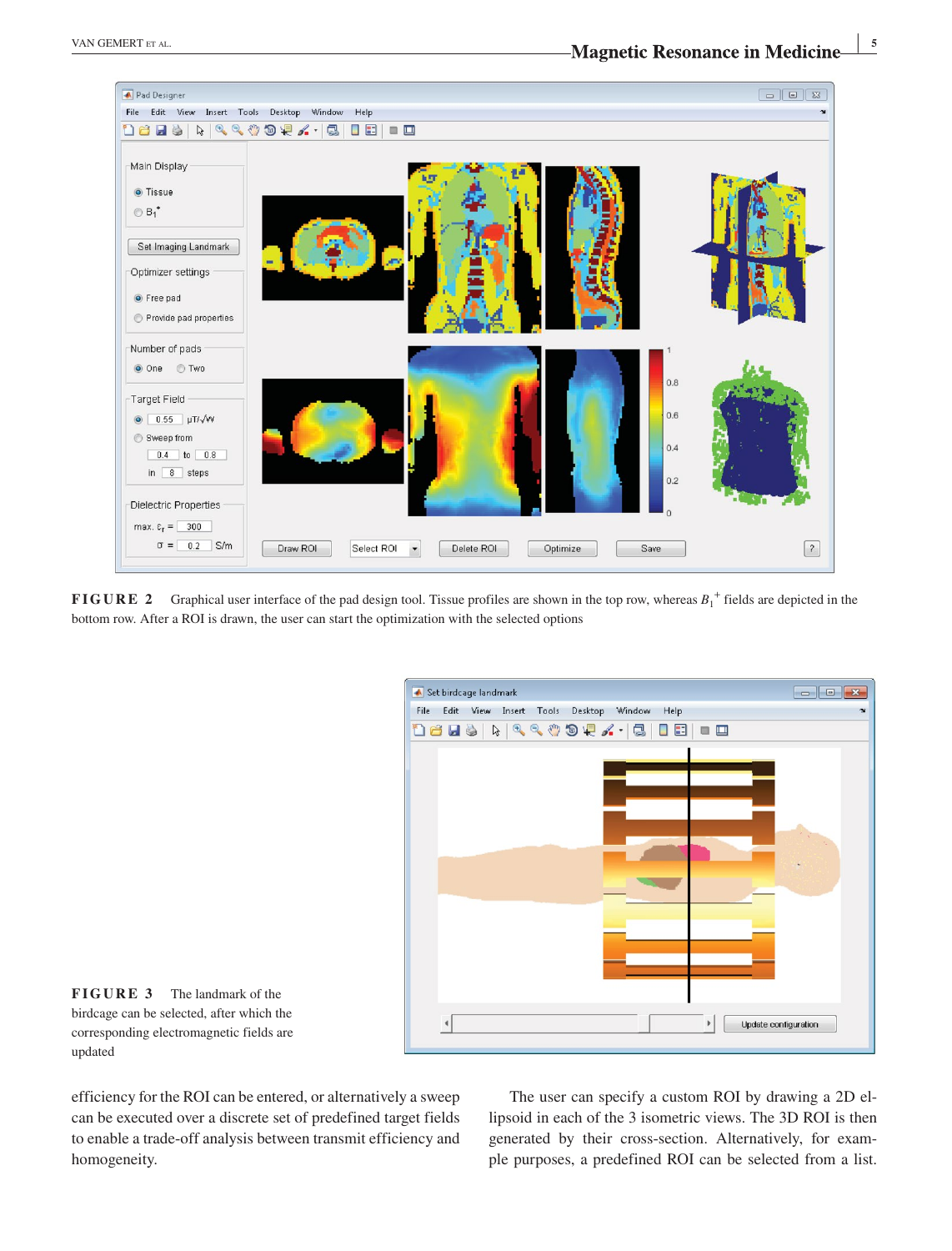**FIGURE 2** Graphical user interface of the pad design tool. Tissue profiles are shown in the top row, whereas $B_1^+$ fields are depicted in the bottom row. After a ROI is drawn, the user can start the optimization with the selected options

**FIGURE 3** The landmark of the birdcage can be selected, after which the corresponding electromagnetic fields are updated

efficiency for the ROI can be entered, or alternatively a sweep can be executed over a discrete set of predefined target fields to enable a trade-off analysis between transmit efficiency and homogeneity.

The user can specify a custom ROI by drawing a 2D ellipsoid in each of the 3 isometric views. The 3D ROI is then generated by their cross-section. Alternatively, for example purposes, a predefined ROI can be selected from a list.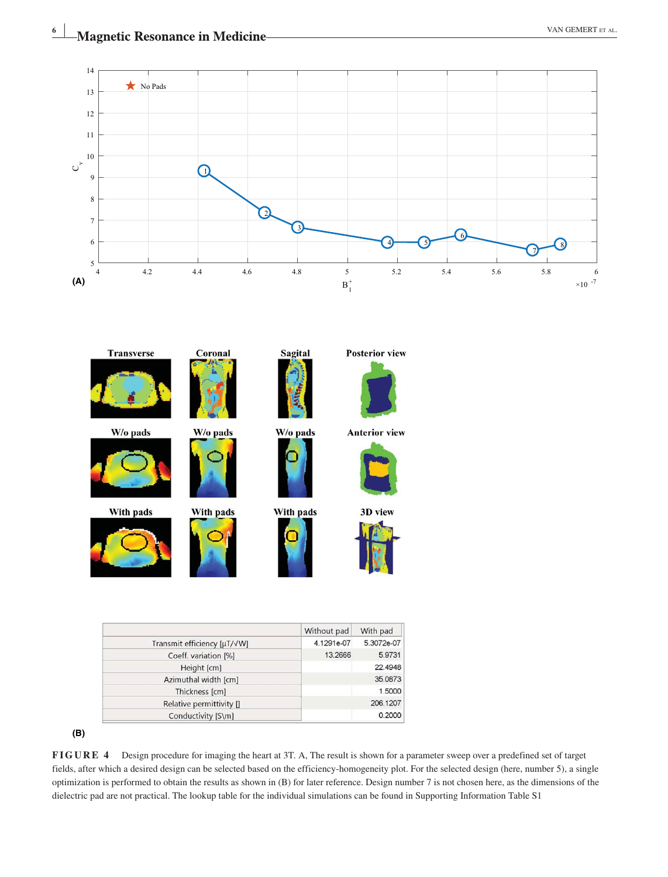| | Without pad | With pad |
|---|---|---|
| Transmit efficiency [µT/√W] | 4.1291e-07 | 5.3072e-07 |
| Coeff. variation [%] | 13.2666 | 5.9731 |
| Height [cm] | | 22.4948 |
| Azimuthal width [cm] | | 35.0873 |
| Thickness [cm] | | 1.5000 |
| Relative permittivity [] | | 206.1207 |
| Conductivity [S\m] | | 0.2000 |

**FIGURE 4** Design procedure for imaging the heart at 3T. A, The result is shown for a parameter sweep over a predefined set of target fields, after which a desired design can be selected based on the efficiency-homogeneity plot. For the selected design (here, number 5), a single optimization is performed to obtain the results as shown in (B) for later reference. Design number 7 is not chosen here, as the dimensions of the dielectric pad are not practical. The lookup table for the individual simulations can be found in Supporting Information Table S1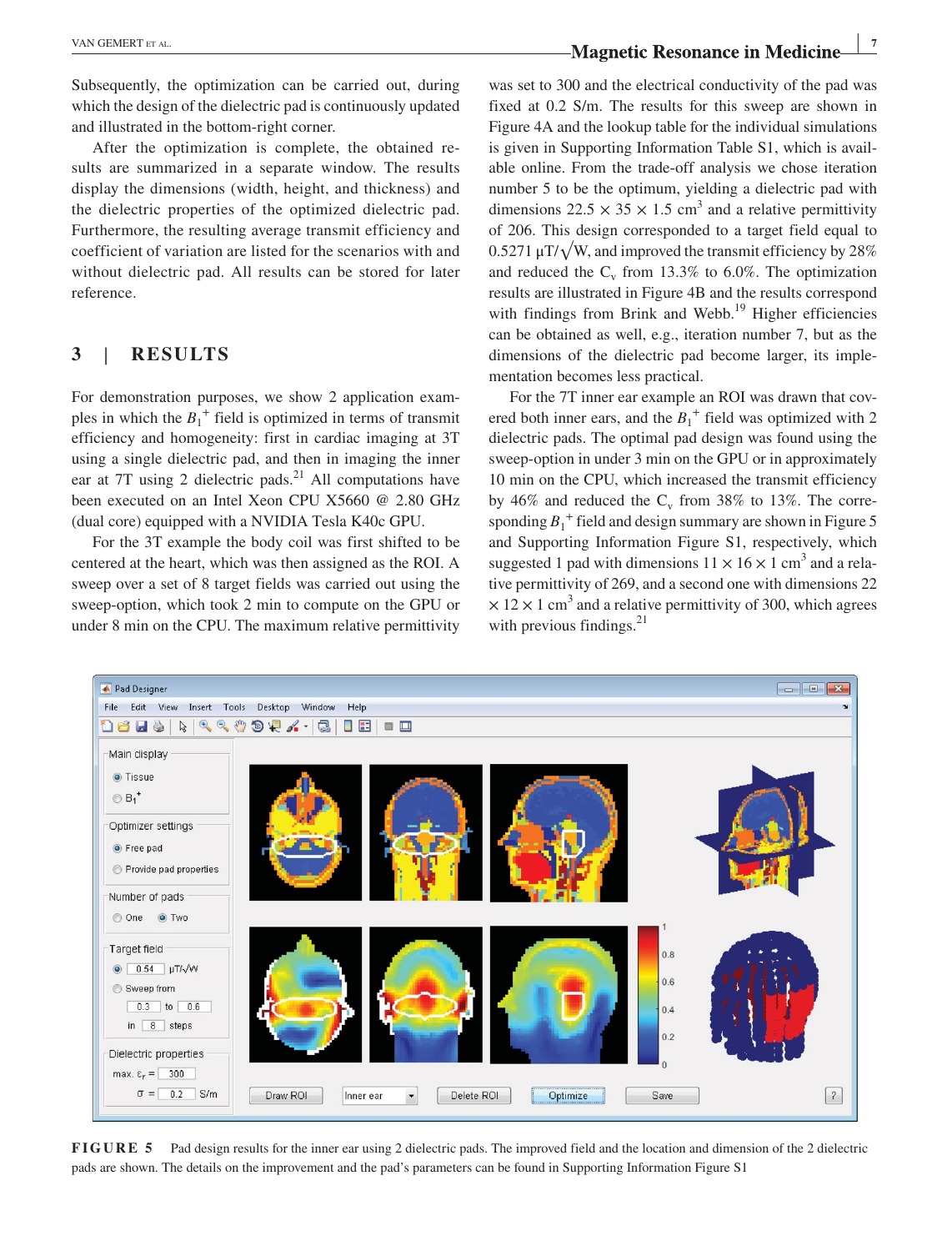Subsequently, the optimization can be carried out, during which the design of the dielectric pad is continuously updated and illustrated in the bottom-right corner.

After the optimization is complete, the obtained results are summarized in a separate window. The results display the dimensions (width, height, and thickness) and the dielectric properties of the optimized dielectric pad. Furthermore, the resulting average transmit efficiency and coefficient of variation are listed for the scenarios with and without dielectric pad. All results can be stored for later reference.

## 3 | RESULTS

For demonstration purposes, we show 2 application examples in which the $B_1^+$ field is optimized in terms of transmit efficiency and homogeneity: first in cardiac imaging at 3T using a single dielectric pad, and then in imaging the inner ear at 7T using 2 dielectric pads.[21] All computations have been executed on an Intel Xeon CPU X5660 @ 2.80 GHz (dual core) equipped with a NVIDIA Tesla K40c GPU.

For the 3T example the body coil was first shifted to be centered at the heart, which was then assigned as the ROI. A sweep over a set of 8 target fields was carried out using the sweep-option, which took 2 min to compute on the GPU or under 8 min on the CPU. The maximum relative permittivity was set to 300 and the electrical conductivity of the pad was fixed at 0.2 S/m. The results for this sweep are shown in Figure 4A and the lookup table for the individual simulations is given in Supporting Information Table S1, which is available online. From the trade-off analysis we chose iteration number 5 to be the optimum, yielding a dielectric pad with dimensions $22.5 \times 35 \times 1.5$ cm$^3$ and a relative permittivity of 206. This design corresponded to a target field equal to 0.5271 $\mu T/\sqrt{W}$, and improved the transmit efficiency by 28% and reduced the $C_v$ from 13.3% to 6.0%. The optimization results are illustrated in Figure 4B and the results correspond with findings from Brink and Webb.[19] Higher efficiencies can be obtained as well, e.g., iteration number 7, but as the dimensions of the dielectric pad become larger, its implementation becomes less practical.

For the 7T inner ear example an ROI was drawn that covered both inner ears, and the $B_1^+$ field was optimized with 2 dielectric pads. The optimal pad design was found using the sweep-option in under 3 min on the GPU or in approximately 10 min on the CPU, which increased the transmit efficiency by 46% and reduced the $C_v$ from 38% to 13%. The corresponding $B_1^+$ field and design summary are shown in Figure 5 and Supporting Information Figure S1, respectively, which suggested 1 pad with dimensions $11 \times 16 \times 1$ cm$^3$ and a relative permittivity of 269, and a second one with dimensions $22 \times 12 \times 1$ cm$^3$ and a relative permittivity of 300, which agrees with previous findings.[21]

**FIGURE 5** Pad design results for the inner ear using 2 dielectric pads. The improved field and the location and dimension of the 2 dielectric pads are shown. The details on the improvement and the pad's parameters can be found in Supporting Information Figure S1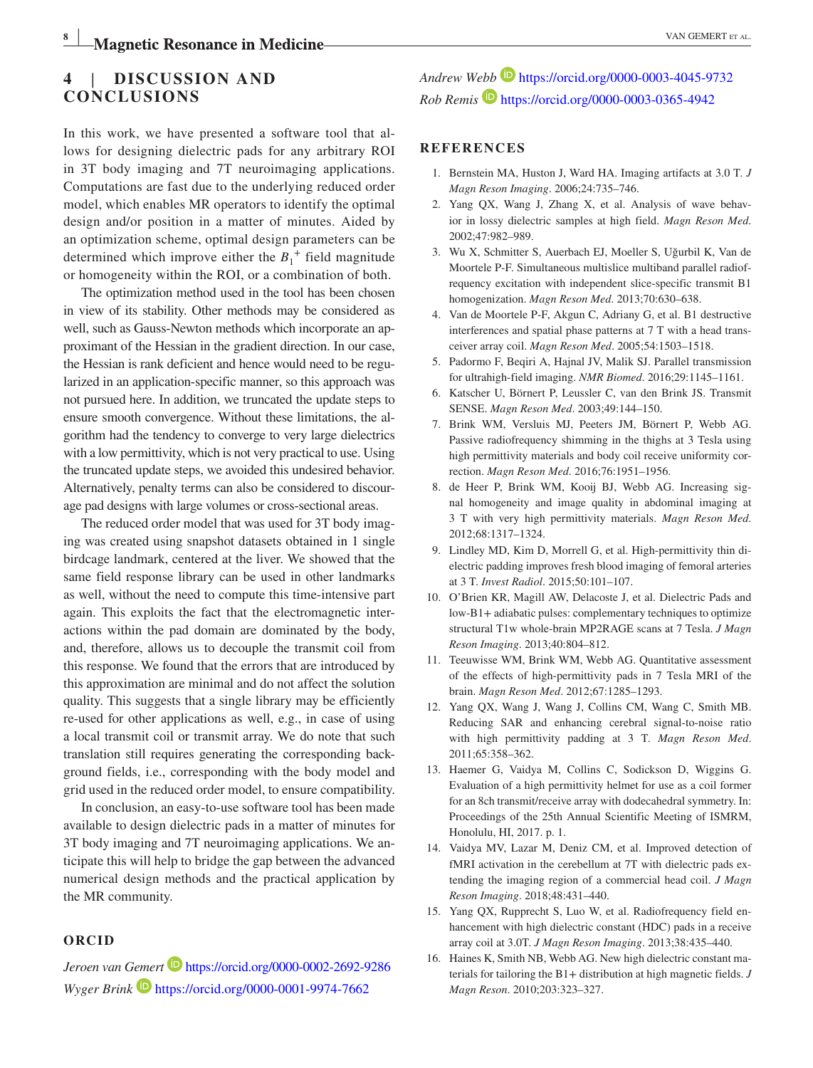## 4 | DISCUSSION AND CONCLUSIONS

In this work, we have presented a software tool that allows for designing dielectric pads for any arbitrary ROI in 3T body imaging and 7T neuroimaging applications. Computations are fast due to the underlying reduced order model, which enables MR operators to identify the optimal design and/or position in a matter of minutes. Aided by an optimization scheme, optimal design parameters can be determined which improve either the $B_1^+$ field magnitude or homogeneity within the ROI, or a combination of both.

The optimization method used in the tool has been chosen in view of its stability. Other methods may be considered as well, such as Gauss-Newton methods which incorporate an approximant of the Hessian in the gradient direction. In our case, the Hessian is rank deficient and hence would need to be regularized in an application-specific manner, so this approach was not pursued here. In addition, we truncated the update steps to ensure smooth convergence. Without these limitations, the algorithm had the tendency to converge to very large dielectrics with a low permittivity, which is not very practical to use. Using the truncated update steps, we avoided this undesired behavior. Alternatively, penalty terms can also be considered to discourage pad designs with large volumes or cross-sectional areas.

The reduced order model that was used for 3T body imaging was created using snapshot datasets obtained in 1 single birdcage landmark, centered at the liver. We showed that the same field response library can be used in other landmarks as well, without the need to compute this time-intensive part again. This exploits the fact that the electromagnetic interactions within the pad domain are dominated by the body, and, therefore, allows us to decouple the transmit coil from this response. We found that the errors that are introduced by this approximation are minimal and do not affect the solution quality. This suggests that a single library may be efficiently re-used for other applications as well, e.g., in case of using a local transmit coil or transmit array. We do note that such translation still requires generating the corresponding background fields, i.e., corresponding with the body model and grid used in the reduced order model, to ensure compatibility.

In conclusion, an easy-to-use software tool has been made available to design dielectric pads in a matter of minutes for 3T body imaging and 7T neuroimaging applications. We anticipate this will help to bridge the gap between the advanced numerical design methods and the practical application by the MR community.

## ORCID

*Jeroen van Gemert* https://orcid.org/0000-0002-2692-9286
*Wyger Brink* https://orcid.org/0000-0001-9974-7662
*Andrew Webb* https://orcid.org/0000-0003-4045-9732
*Rob Remis* https://orcid.org/0000-0003-0365-4942

## REFERENCES

1. Bernstein MA, Huston J, Ward HA. Imaging artifacts at 3.0 T. *J Magn Reson Imaging*. 2006;24:735–746.
2. Yang QX, Wang J, Zhang X, et al. Analysis of wave behavior in lossy dielectric samples at high field. *Magn Reson Med*. 2002;47:982–989.
3. Wu X, Schmitter S, Auerbach EJ, Moeller S, Uğurbil K, Van de Moortele P-F. Simultaneous multislice multiband parallel radiofrequency excitation with independent slice-specific transmit B1 homogenization. *Magn Reson Med*. 2013;70:630–638.
4. Van de Moortele P-F, Akgun C, Adriany G, et al. B1 destructive interferences and spatial phase patterns at 7 T with a head transceiver array coil. *Magn Reson Med*. 2005;54:1503–1518.
5. Padormo F, Beqiri A, Hajnal JV, Malik SJ. Parallel transmission for ultrahigh-field imaging. *NMR Biomed*. 2016;29:1145–1161.
6. Katscher U, Börnert P, Leussler C, van den Brink JS. Transmit SENSE. *Magn Reson Med*. 2003;49:144–150.
7. Brink WM, Versluis MJ, Peeters JM, Börnert P, Webb AG. Passive radiofrequency shimming in the thighs at 3 Tesla using high permittivity materials and body coil receive uniformity correction. *Magn Reson Med*. 2016;76:1951–1956.
8. de Heer P, Brink WM, Kooij BJ, Webb AG. Increasing signal homogeneity and image quality in abdominal imaging at 3 T with very high permittivity materials. *Magn Reson Med*. 2012;68:1317–1324.
9. Lindley MD, Kim D, Morrell G, et al. High-permittivity thin dielectric padding improves fresh blood imaging of femoral arteries at 3 T. *Invest Radiol*. 2015;50:101–107.
10. O'Brien KR, Magill AW, Delacoste J, et al. Dielectric Pads and low-B1+ adiabatic pulses: complementary techniques to optimize structural T1w whole-brain MP2RAGE scans at 7 Tesla. *J Magn Reson Imaging*. 2013;40:804–812.
11. Teeuwisse WM, Brink WM, Webb AG. Quantitative assessment of the effects of high-permittivity pads in 7 Tesla MRI of the brain. *Magn Reson Med*. 2012;67:1285–1293.
12. Yang QX, Wang J, Wang J, Collins CM, Wang C, Smith MB. Reducing SAR and enhancing cerebral signal-to-noise ratio with high permittivity padding at 3 T. *Magn Reson Med*. 2011;65:358–362.
13. Haemer G, Vaidya M, Collins C, Sodickson D, Wiggins G. Evaluation of a high permittivity helmet for use as a coil former for an 8ch transmit/receive array with dodecahedral symmetry. In: Proceedings of the 25th Annual Scientific Meeting of ISMRM, Honolulu, HI, 2017. p. 1.
14. Vaidya MV, Lazar M, Deniz CM, et al. Improved detection of fMRI activation in the cerebellum at 7T with dielectric pads extending the imaging region of a commercial head coil. *J Magn Reson Imaging*. 2018;48:431–440.
15. Yang QX, Rupprecht S, Luo W, et al. Radiofrequency field enhancement with high dielectric constant (HDC) pads in a receive array coil at 3.0T. *J Magn Reson Imaging*. 2013;38:435–440.
16. Haines K, Smith NB, Webb AG. New high dielectric constant materials for tailoring the B1+ distribution at high magnetic fields. *J Magn Reson*. 2010;203:323–327.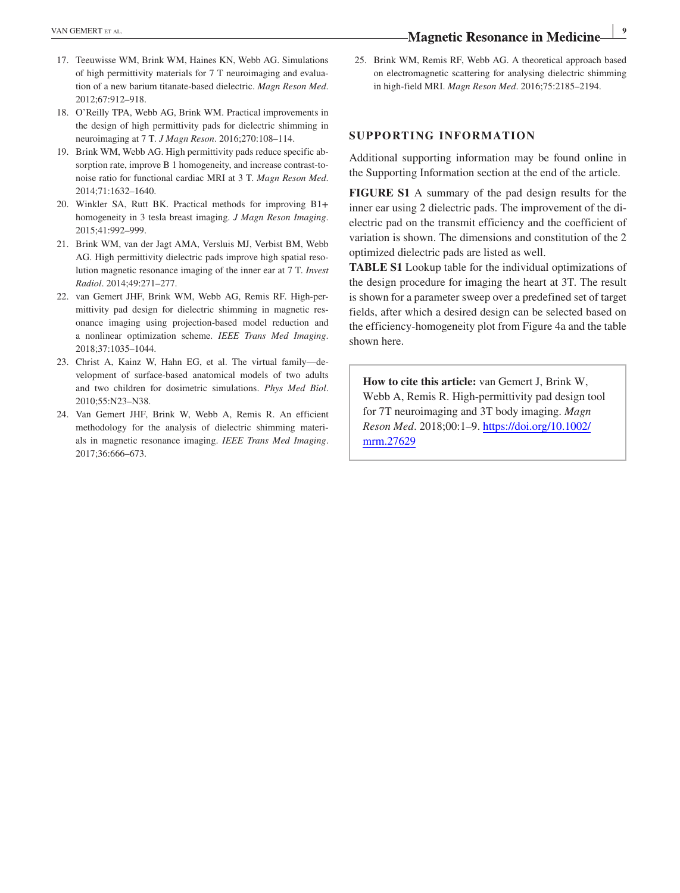17. Teeuwisse WM, Brink WM, Haines KN, Webb AG. Simulations of high permittivity materials for 7 T neuroimaging and evaluation of a new barium titanate-based dielectric. *Magn Reson Med*. 2012;67:912–918.
18. O'Reilly TPA, Webb AG, Brink WM. Practical improvements in the design of high permittivity pads for dielectric shimming in neuroimaging at 7 T. *J Magn Reson*. 2016;270:108–114.
19. Brink WM, Webb AG. High permittivity pads reduce specific absorption rate, improve B 1 homogeneity, and increase contrast-to-noise ratio for functional cardiac MRI at 3 T. *Magn Reson Med*. 2014;71:1632–1640.
20. Winkler SA, Rutt BK. Practical methods for improving B1+ homogeneity in 3 tesla breast imaging. *J Magn Reson Imaging*. 2015;41:992–999.
21. Brink WM, van der Jagt AMA, Versluis MJ, Verbist BM, Webb AG. High permittivity dielectric pads improve high spatial resolution magnetic resonance imaging of the inner ear at 7 T. *Invest Radiol*. 2014;49:271–277.
22. van Gemert JHF, Brink WM, Webb AG, Remis RF. High-permittivity pad design for dielectric shimming in magnetic resonance imaging using projection-based model reduction and a nonlinear optimization scheme. *IEEE Trans Med Imaging*. 2018;37:1035–1044.
23. Christ A, Kainz W, Hahn EG, et al. The virtual family—development of surface-based anatomical models of two adults and two children for dosimetric simulations. *Phys Med Biol*. 2010;55:N23–N38.
24. Van Gemert JHF, Brink W, Webb A, Remis R. An efficient methodology for the analysis of dielectric shimming materials in magnetic resonance imaging. *IEEE Trans Med Imaging*. 2017;36:666–673.
25. Brink WM, Remis RF, Webb AG. A theoretical approach based on electromagnetic scattering for analysing dielectric shimming in high-field MRI. *Magn Reson Med*. 2016;75:2185–2194.

## SUPPORTING INFORMATION

Additional supporting information may be found online in the Supporting Information section at the end of the article.

**FIGURE S1** A summary of the pad design results for the inner ear using 2 dielectric pads. The improvement of the dielectric pad on the transmit efficiency and the coefficient of variation is shown. The dimensions and constitution of the 2 optimized dielectric pads are listed as well.

**TABLE S1** Lookup table for the individual optimizations of the design procedure for imaging the heart at 3T. The result is shown for a parameter sweep over a predefined set of target fields, after which a desired design can be selected based on the efficiency-homogeneity plot from Figure 4a and the table shown here.

**How to cite this article:** van Gemert J, Brink W, Webb A, Remis R. High-permittivity pad design tool for 7T neuroimaging and 3T body imaging. *Magn Reson Med*. 2018;00:1–9. https://doi.org/10.1002/mrm.27629